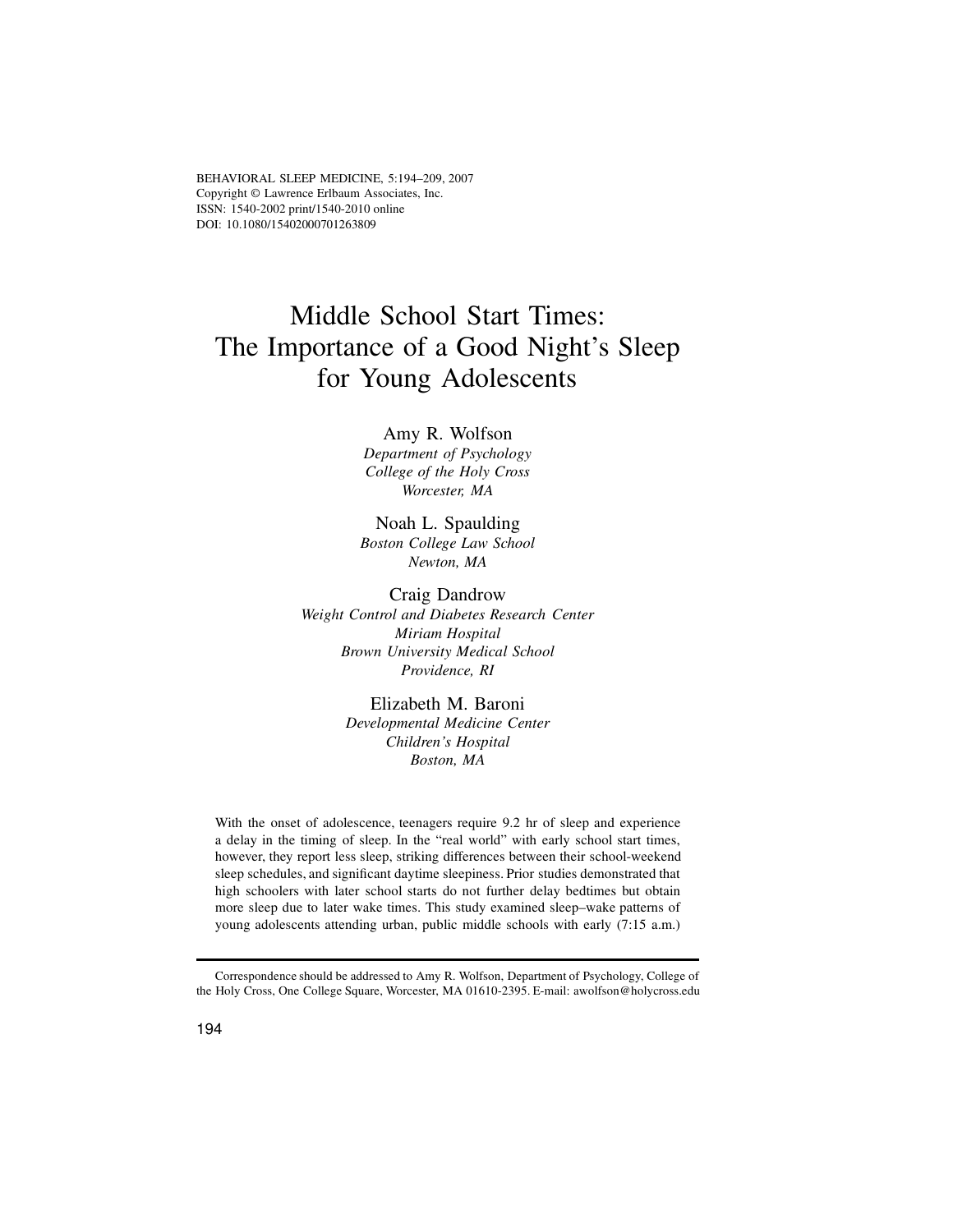# Middle School Start Times: The Importance of a Good Night's Sleep for Young Adolescents

Amy R. Wolfson
*Department of Psychology*
*College of the Holy Cross*
*Worcester, MA*

Noah L. Spaulding
*Boston College Law School*
*Newton, MA*

Craig Dandrow
*Weight Control and Diabetes Research Center*
*Miriam Hospital*
*Brown University Medical School*
*Providence, RI*

Elizabeth M. Baroni
*Developmental Medicine Center*
*Children's Hospital*
*Boston, MA*

With the onset of adolescence, teenagers require 9.2 hr of sleep and experience a delay in the timing of sleep. In the "real world" with early school start times, however, they report less sleep, striking differences between their school-weekend sleep schedules, and significant daytime sleepiness. Prior studies demonstrated that high schoolers with later school starts do not further delay bedtimes but obtain more sleep due to later wake times. This study examined sleep–wake patterns of young adolescents attending urban, public middle schools with early (7:15 a.m.)

---

Correspondence should be addressed to Amy R. Wolfson, Department of Psychology, College of the Holy Cross, One College Square, Worcester, MA 01610-2395. E-mail: awolfson@holycross.edu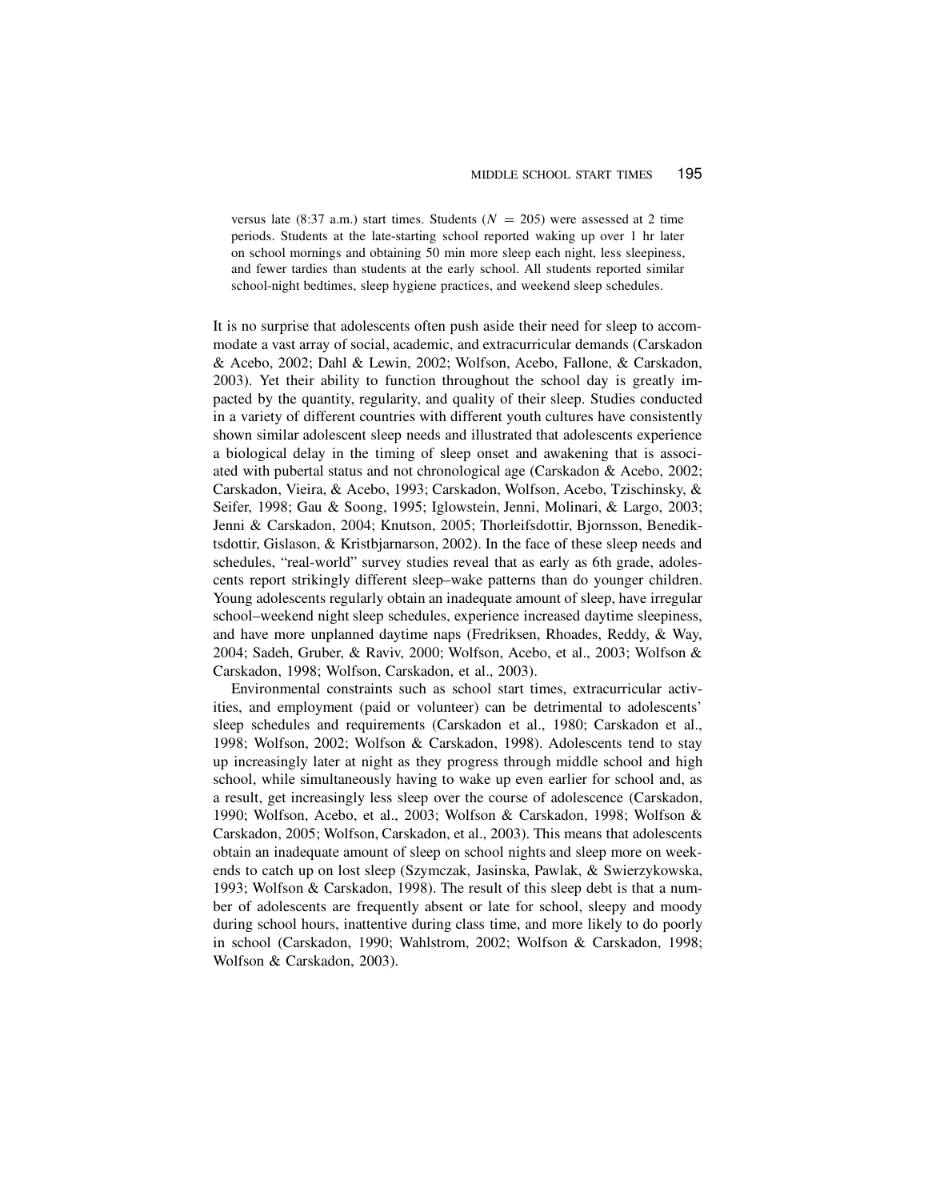versus late (8:37 a.m.) start times. Students ($N = 205$) were assessed at 2 time periods. Students at the late-starting school reported waking up over 1 hr later on school mornings and obtaining 50 min more sleep each night, less sleepiness, and fewer tardies than students at the early school. All students reported similar school-night bedtimes, sleep hygiene practices, and weekend sleep schedules.

It is no surprise that adolescents often push aside their need for sleep to accommodate a vast array of social, academic, and extracurricular demands (Carskadon & Acebo, 2002; Dahl & Lewin, 2002; Wolfson, Acebo, Fallone, & Carskadon, 2003). Yet their ability to function throughout the school day is greatly impacted by the quantity, regularity, and quality of their sleep. Studies conducted in a variety of different countries with different youth cultures have consistently shown similar adolescent sleep needs and illustrated that adolescents experience a biological delay in the timing of sleep onset and awakening that is associated with pubertal status and not chronological age (Carskadon & Acebo, 2002; Carskadon, Vieira, & Acebo, 1993; Carskadon, Wolfson, Acebo, Tzischinsky, & Seifer, 1998; Gau & Soong, 1995; Iglowstein, Jenni, Molinari, & Largo, 2003; Jenni & Carskadon, 2004; Knutson, 2005; Thorleifsdottir, Bjornsson, Benediktsdottir, Gislason, & Kristbjarnarson, 2002). In the face of these sleep needs and schedules, "real-world" survey studies reveal that as early as 6th grade, adolescents report strikingly different sleep–wake patterns than do younger children. Young adolescents regularly obtain an inadequate amount of sleep, have irregular school–weekend night sleep schedules, experience increased daytime sleepiness, and have more unplanned daytime naps (Fredriksen, Rhoades, Reddy, & Way, 2004; Sadeh, Gruber, & Raviv, 2000; Wolfson, Acebo, et al., 2003; Wolfson & Carskadon, 1998; Wolfson, Carskadon, et al., 2003).

Environmental constraints such as school start times, extracurricular activities, and employment (paid or volunteer) can be detrimental to adolescents' sleep schedules and requirements (Carskadon et al., 1980; Carskadon et al., 1998; Wolfson, 2002; Wolfson & Carskadon, 1998). Adolescents tend to stay up increasingly later at night as they progress through middle school and high school, while simultaneously having to wake up even earlier for school and, as a result, get increasingly less sleep over the course of adolescence (Carskadon, 1990; Wolfson, Acebo, et al., 2003; Wolfson & Carskadon, 1998; Wolfson & Carskadon, 2005; Wolfson, Carskadon, et al., 2003). This means that adolescents obtain an inadequate amount of sleep on school nights and sleep more on weekends to catch up on lost sleep (Szymczak, Jasinska, Pawlak, & Swierzykowska, 1993; Wolfson & Carskadon, 1998). The result of this sleep debt is that a number of adolescents are frequently absent or late for school, sleepy and moody during school hours, inattentive during class time, and more likely to do poorly in school (Carskadon, 1990; Wahlstrom, 2002; Wolfson & Carskadon, 1998; Wolfson & Carskadon, 2003).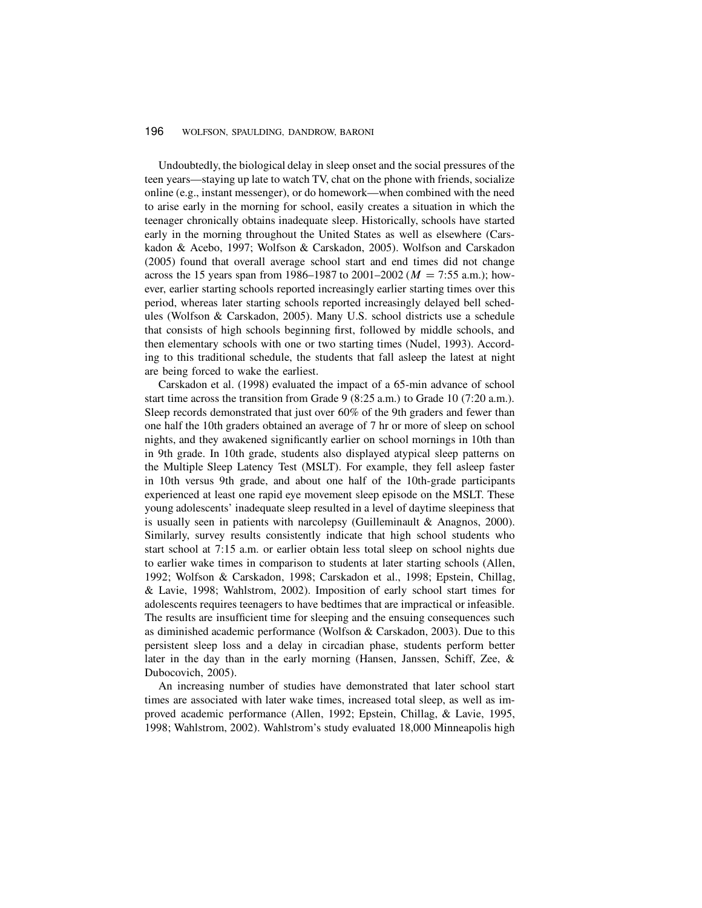Undoubtedly, the biological delay in sleep onset and the social pressures of the teen years—staying up late to watch TV, chat on the phone with friends, socialize online (e.g., instant messenger), or do homework—when combined with the need to arise early in the morning for school, easily creates a situation in which the teenager chronically obtains inadequate sleep. Historically, schools have started early in the morning throughout the United States as well as elsewhere (Carskadon & Acebo, 1997; Wolfson & Carskadon, 2005). Wolfson and Carskadon (2005) found that overall average school start and end times did not change across the 15 years span from 1986–1987 to 2001–2002 ($M$ = 7:55 a.m.); however, earlier starting schools reported increasingly earlier starting times over this period, whereas later starting schools reported increasingly delayed bell schedules (Wolfson & Carskadon, 2005). Many U.S. school districts use a schedule that consists of high schools beginning first, followed by middle schools, and then elementary schools with one or two starting times (Nudel, 1993). According to this traditional schedule, the students that fall asleep the latest at night are being forced to wake the earliest.

Carskadon et al. (1998) evaluated the impact of a 65-min advance of school start time across the transition from Grade 9 (8:25 a.m.) to Grade 10 (7:20 a.m.). Sleep records demonstrated that just over 60% of the 9th graders and fewer than one half the 10th graders obtained an average of 7 hr or more of sleep on school nights, and they awakened significantly earlier on school mornings in 10th than in 9th grade. In 10th grade, students also displayed atypical sleep patterns on the Multiple Sleep Latency Test (MSLT). For example, they fell asleep faster in 10th versus 9th grade, and about one half of the 10th-grade participants experienced at least one rapid eye movement sleep episode on the MSLT. These young adolescents' inadequate sleep resulted in a level of daytime sleepiness that is usually seen in patients with narcolepsy (Guilleminault & Anagnos, 2000). Similarly, survey results consistently indicate that high school students who start school at 7:15 a.m. or earlier obtain less total sleep on school nights due to earlier wake times in comparison to students at later starting schools (Allen, 1992; Wolfson & Carskadon, 1998; Carskadon et al., 1998; Epstein, Chillag, & Lavie, 1998; Wahlstrom, 2002). Imposition of early school start times for adolescents requires teenagers to have bedtimes that are impractical or infeasible. The results are insufficient time for sleeping and the ensuing consequences such as diminished academic performance (Wolfson & Carskadon, 2003). Due to this persistent sleep loss and a delay in circadian phase, students perform better later in the day than in the early morning (Hansen, Janssen, Schiff, Zee, & Dubocovich, 2005).

An increasing number of studies have demonstrated that later school start times are associated with later wake times, increased total sleep, as well as improved academic performance (Allen, 1992; Epstein, Chillag, & Lavie, 1995, 1998; Wahlstrom, 2002). Wahlstrom's study evaluated 18,000 Minneapolis high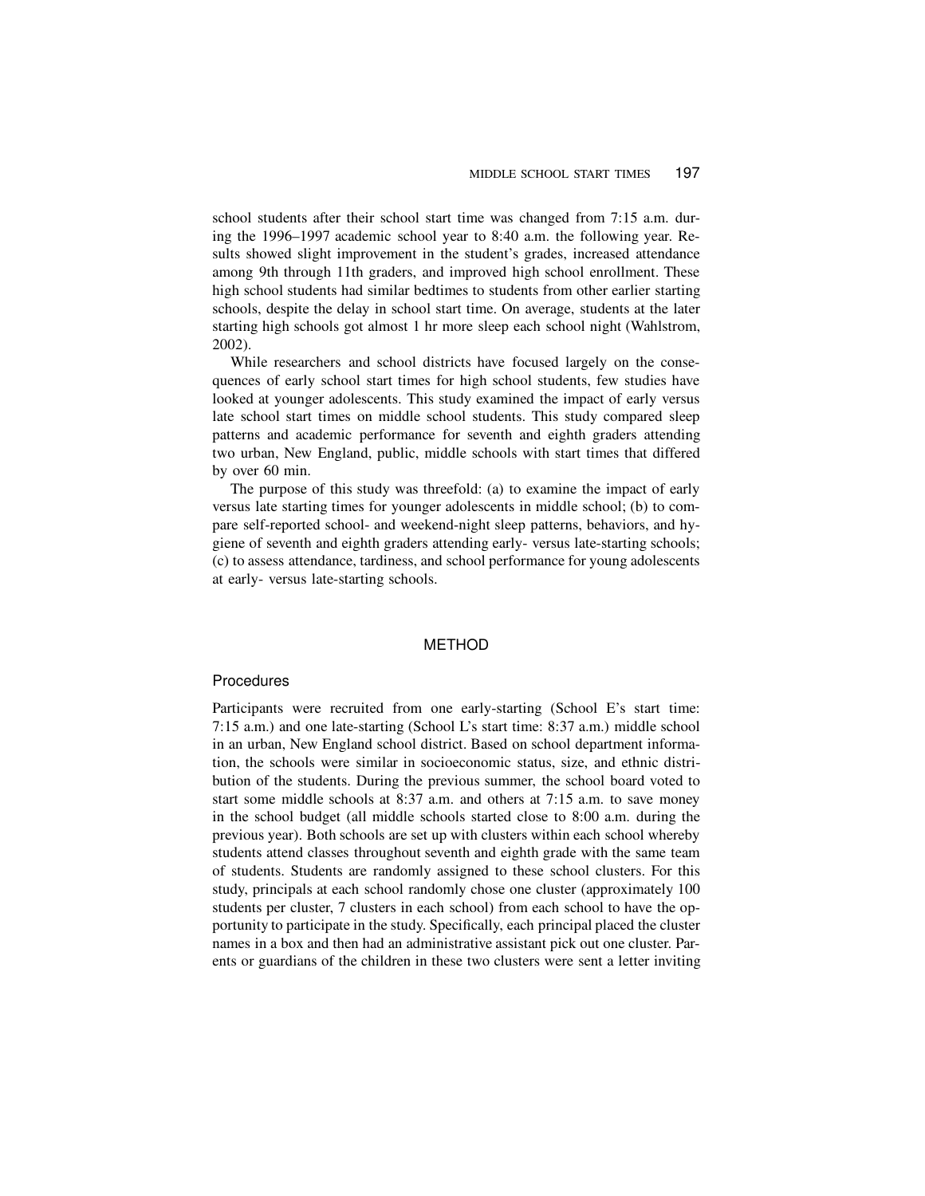school students after their school start time was changed from 7:15 a.m. during the 1996–1997 academic school year to 8:40 a.m. the following year. Results showed slight improvement in the student's grades, increased attendance among 9th through 11th graders, and improved high school enrollment. These high school students had similar bedtimes to students from other earlier starting schools, despite the delay in school start time. On average, students at the later starting high schools got almost 1 hr more sleep each school night (Wahlstrom, 2002).

While researchers and school districts have focused largely on the consequences of early school start times for high school students, few studies have looked at younger adolescents. This study examined the impact of early versus late school start times on middle school students. This study compared sleep patterns and academic performance for seventh and eighth graders attending two urban, New England, public, middle schools with start times that differed by over 60 min.

The purpose of this study was threefold: (a) to examine the impact of early versus late starting times for younger adolescents in middle school; (b) to compare self-reported school- and weekend-night sleep patterns, behaviors, and hygiene of seventh and eighth graders attending early- versus late-starting schools; (c) to assess attendance, tardiness, and school performance for young adolescents at early- versus late-starting schools.

## METHOD

### Procedures

Participants were recruited from one early-starting (School E's start time: 7:15 a.m.) and one late-starting (School L's start time: 8:37 a.m.) middle school in an urban, New England school district. Based on school department information, the schools were similar in socioeconomic status, size, and ethnic distribution of the students. During the previous summer, the school board voted to start some middle schools at 8:37 a.m. and others at 7:15 a.m. to save money in the school budget (all middle schools started close to 8:00 a.m. during the previous year). Both schools are set up with clusters within each school whereby students attend classes throughout seventh and eighth grade with the same team of students. Students are randomly assigned to these school clusters. For this study, principals at each school randomly chose one cluster (approximately 100 students per cluster, 7 clusters in each school) from each school to have the opportunity to participate in the study. Specifically, each principal placed the cluster names in a box and then had an administrative assistant pick out one cluster. Parents or guardians of the children in these two clusters were sent a letter inviting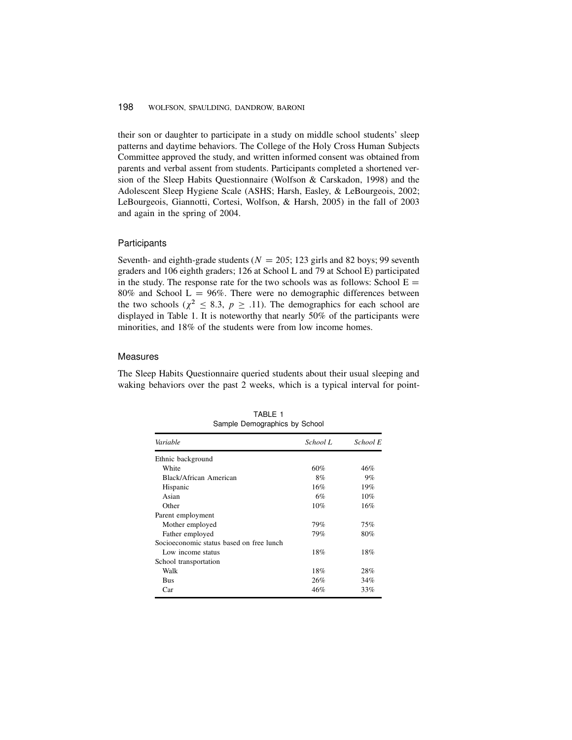their son or daughter to participate in a study on middle school students' sleep patterns and daytime behaviors. The College of the Holy Cross Human Subjects Committee approved the study, and written informed consent was obtained from parents and verbal assent from students. Participants completed a shortened version of the Sleep Habits Questionnaire (Wolfson & Carskadon, 1998) and the Adolescent Sleep Hygiene Scale (ASHS; Harsh, Easley, & LeBourgeois, 2002; LeBourgeois, Giannotti, Cortesi, Wolfson, & Harsh, 2005) in the fall of 2003 and again in the spring of 2004.

### Participants

Seventh- and eighth-grade students ($N = 205$; 123 girls and 82 boys; 99 seventh graders and 106 eighth graders; 126 at School L and 79 at School E) participated in the study. The response rate for the two schools was as follows: School E = 80% and School L = 96%. There were no demographic differences between the two schools ($\chi^2 \leq 8.3$, $p \geq .11$). The demographics for each school are displayed in Table 1. It is noteworthy that nearly 50% of the participants were minorities, and 18% of the students were from low income homes.

### Measures

The Sleep Habits Questionnaire queried students about their usual sleeping and waking behaviors over the past 2 weeks, which is a typical interval for point-

TABLE 1
Sample Demographics by School

| *Variable* | *School L* | *School E* |
|---|---|---|
| Ethnic background | | |
| White | 60% | 46% |
| Black/African American | 8% | 9% |
| Hispanic | 16% | 19% |
| Asian | 6% | 10% |
| Other | 10% | 16% |
| Parent employment | | |
| Mother employed | 79% | 75% |
| Father employed | 79% | 80% |
| Socioeconomic status based on free lunch | | |
| Low income status | 18% | 18% |
| School transportation | | |
| Walk | 18% | 28% |
| Bus | 26% | 34% |
| Car | 46% | 33% |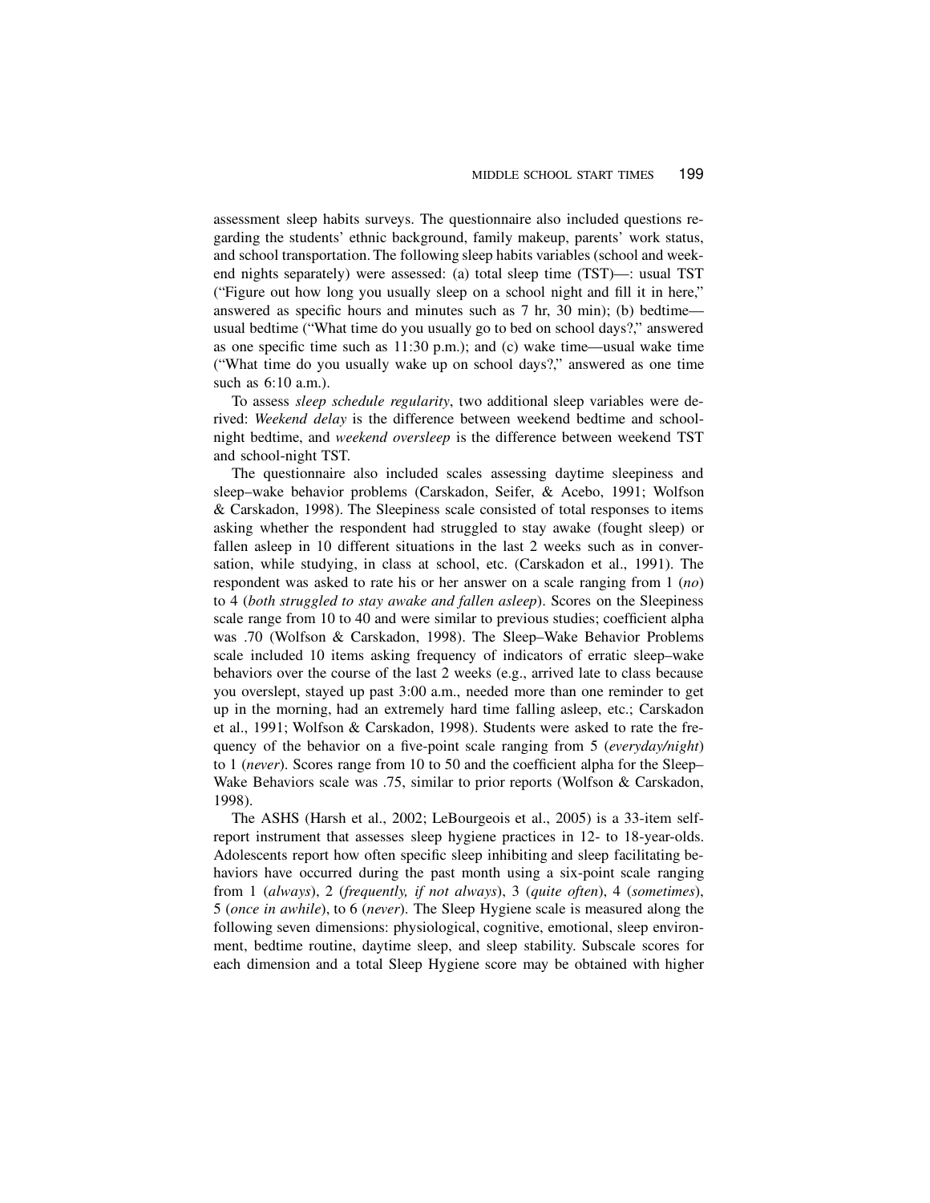assessment sleep habits surveys. The questionnaire also included questions regarding the students' ethnic background, family makeup, parents' work status, and school transportation. The following sleep habits variables (school and weekend nights separately) were assessed: (a) total sleep time (TST)—: usual TST ("Figure out how long you usually sleep on a school night and fill it in here," answered as specific hours and minutes such as 7 hr, 30 min); (b) bedtime—usual bedtime ("What time do you usually go to bed on school days?," answered as one specific time such as 11:30 p.m.); and (c) wake time—usual wake time ("What time do you usually wake up on school days?," answered as one time such as 6:10 a.m.).

To assess *sleep schedule regularity*, two additional sleep variables were derived: *Weekend delay* is the difference between weekend bedtime and school-night bedtime, and *weekend oversleep* is the difference between weekend TST and school-night TST.

The questionnaire also included scales assessing daytime sleepiness and sleep–wake behavior problems (Carskadon, Seifer, & Acebo, 1991; Wolfson & Carskadon, 1998). The Sleepiness scale consisted of total responses to items asking whether the respondent had struggled to stay awake (fought sleep) or fallen asleep in 10 different situations in the last 2 weeks such as in conversation, while studying, in class at school, etc. (Carskadon et al., 1991). The respondent was asked to rate his or her answer on a scale ranging from 1 (*no*) to 4 (*both struggled to stay awake and fallen asleep*). Scores on the Sleepiness scale range from 10 to 40 and were similar to previous studies; coefficient alpha was .70 (Wolfson & Carskadon, 1998). The Sleep–Wake Behavior Problems scale included 10 items asking frequency of indicators of erratic sleep–wake behaviors over the course of the last 2 weeks (e.g., arrived late to class because you overslept, stayed up past 3:00 a.m., needed more than one reminder to get up in the morning, had an extremely hard time falling asleep, etc.; Carskadon et al., 1991; Wolfson & Carskadon, 1998). Students were asked to rate the frequency of the behavior on a five-point scale ranging from 5 (*everyday/night*) to 1 (*never*). Scores range from 10 to 50 and the coefficient alpha for the Sleep–Wake Behaviors scale was .75, similar to prior reports (Wolfson & Carskadon, 1998).

The ASHS (Harsh et al., 2002; LeBourgeois et al., 2005) is a 33-item self-report instrument that assesses sleep hygiene practices in 12- to 18-year-olds. Adolescents report how often specific sleep inhibiting and sleep facilitating behaviors have occurred during the past month using a six-point scale ranging from 1 (*always*), 2 (*frequently, if not always*), 3 (*quite often*), 4 (*sometimes*), 5 (*once in awhile*), to 6 (*never*). The Sleep Hygiene scale is measured along the following seven dimensions: physiological, cognitive, emotional, sleep environment, bedtime routine, daytime sleep, and sleep stability. Subscale scores for each dimension and a total Sleep Hygiene score may be obtained with higher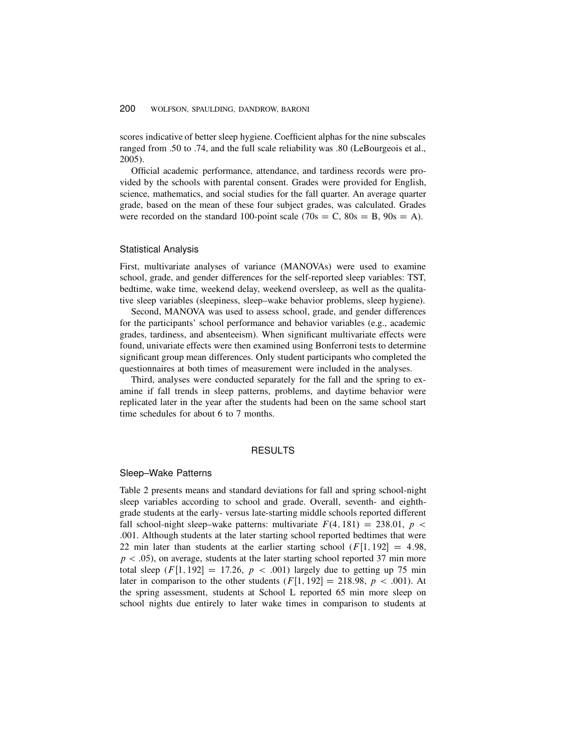scores indicative of better sleep hygiene. Coefficient alphas for the nine subscales ranged from .50 to .74, and the full scale reliability was .80 (LeBourgeois et al., 2005).

Official academic performance, attendance, and tardiness records were provided by the schools with parental consent. Grades were provided for English, science, mathematics, and social studies for the fall quarter. An average quarter grade, based on the mean of these four subject grades, was calculated. Grades were recorded on the standard 100-point scale (70s = C, 80s = B, 90s = A).

### Statistical Analysis

First, multivariate analyses of variance (MANOVAs) were used to examine school, grade, and gender differences for the self-reported sleep variables: TST, bedtime, wake time, weekend delay, weekend oversleep, as well as the qualitative sleep variables (sleepiness, sleep–wake behavior problems, sleep hygiene).

Second, MANOVA was used to assess school, grade, and gender differences for the participants' school performance and behavior variables (e.g., academic grades, tardiness, and absenteeism). When significant multivariate effects were found, univariate effects were then examined using Bonferroni tests to determine significant group mean differences. Only student participants who completed the questionnaires at both times of measurement were included in the analyses.

Third, analyses were conducted separately for the fall and the spring to examine if fall trends in sleep patterns, problems, and daytime behavior were replicated later in the year after the students had been on the same school start time schedules for about 6 to 7 months.

## RESULTS

### Sleep–Wake Patterns

Table 2 presents means and standard deviations for fall and spring school-night sleep variables according to school and grade. Overall, seventh- and eighth-grade students at the early- versus late-starting middle schools reported different fall school-night sleep–wake patterns: multivariate $F(4, 181) = 238.01$, $p < .001$. Although students at the later starting school reported bedtimes that were 22 min later than students at the earlier starting school ($F[1, 192] = 4.98$, $p < .05$), on average, students at the later starting school reported 37 min more total sleep ($F[1, 192] = 17.26$, $p < .001$) largely due to getting up 75 min later in comparison to the other students ($F[1, 192] = 218.98$, $p < .001$). At the spring assessment, students at School L reported 65 min more sleep on school nights due entirely to later wake times in comparison to students at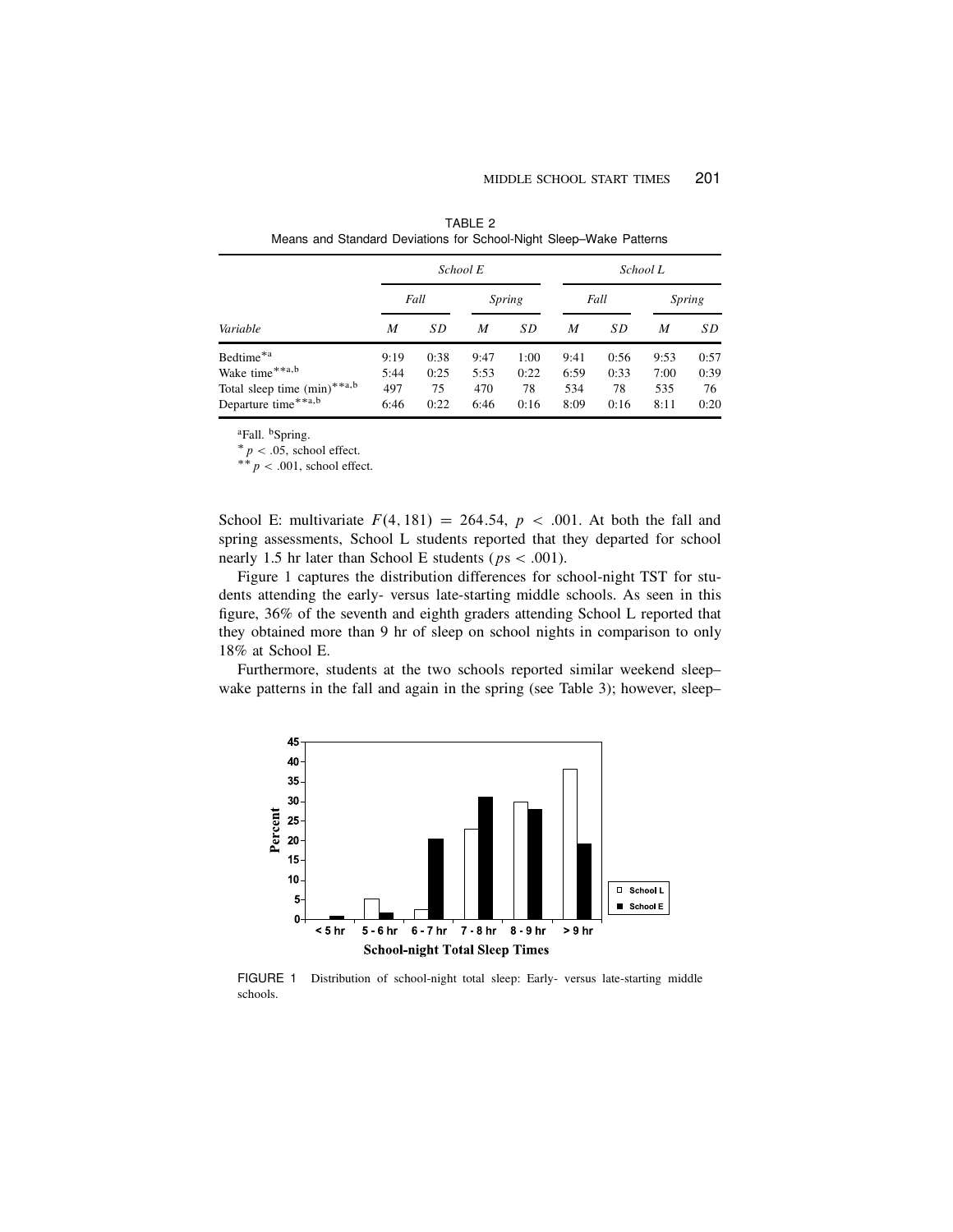TABLE 2
Means and Standard Deviations for School-Night Sleep–Wake Patterns

| | School E | | | | School L | | | |
|---|---|---|---|---|---|---|---|---|
| | Fall | | Spring | | Fall | | Spring | |
| Variable | M | SD | M | SD | M | SD | M | SD |
| Bedtime*[a] | 9:19 | 0:38 | 9:47 | 1:00 | 9:41 | 0:56 | 9:53 | 0:57 |
| Wake time**[a,b] | 5:44 | 0:25 | 5:53 | 0:22 | 6:59 | 0:33 | 7:00 | 0:39 |
| Total sleep time (min)**[a,b] | 497 | 75 | 470 | 78 | 534 | 78 | 535 | 76 |
| Departure time**[a,b] | 6:46 | 0:22 | 6:46 | 0:16 | 8:09 | 0:16 | 8:11 | 0:20 |

[a]Fall. [b]Spring.
* $p < .05$, school effect.
** $p < .001$, school effect.

School E: multivariate $F(4, 181) = 264.54$, $p < .001$. At both the fall and spring assessments, School L students reported that they departed for school nearly 1.5 hr later than School E students ($ps < .001$).

Figure 1 captures the distribution differences for school-night TST for students attending the early- versus late-starting middle schools. As seen in this figure, 36% of the seventh and eighth graders attending School L reported that they obtained more than 9 hr of sleep on school nights in comparison to only 18% at School E.

Furthermore, students at the two schools reported similar weekend sleep–wake patterns in the fall and again in the spring (see Table 3); however, sleep–

FIGURE 1 Distribution of school-night total sleep: Early- versus late-starting middle schools.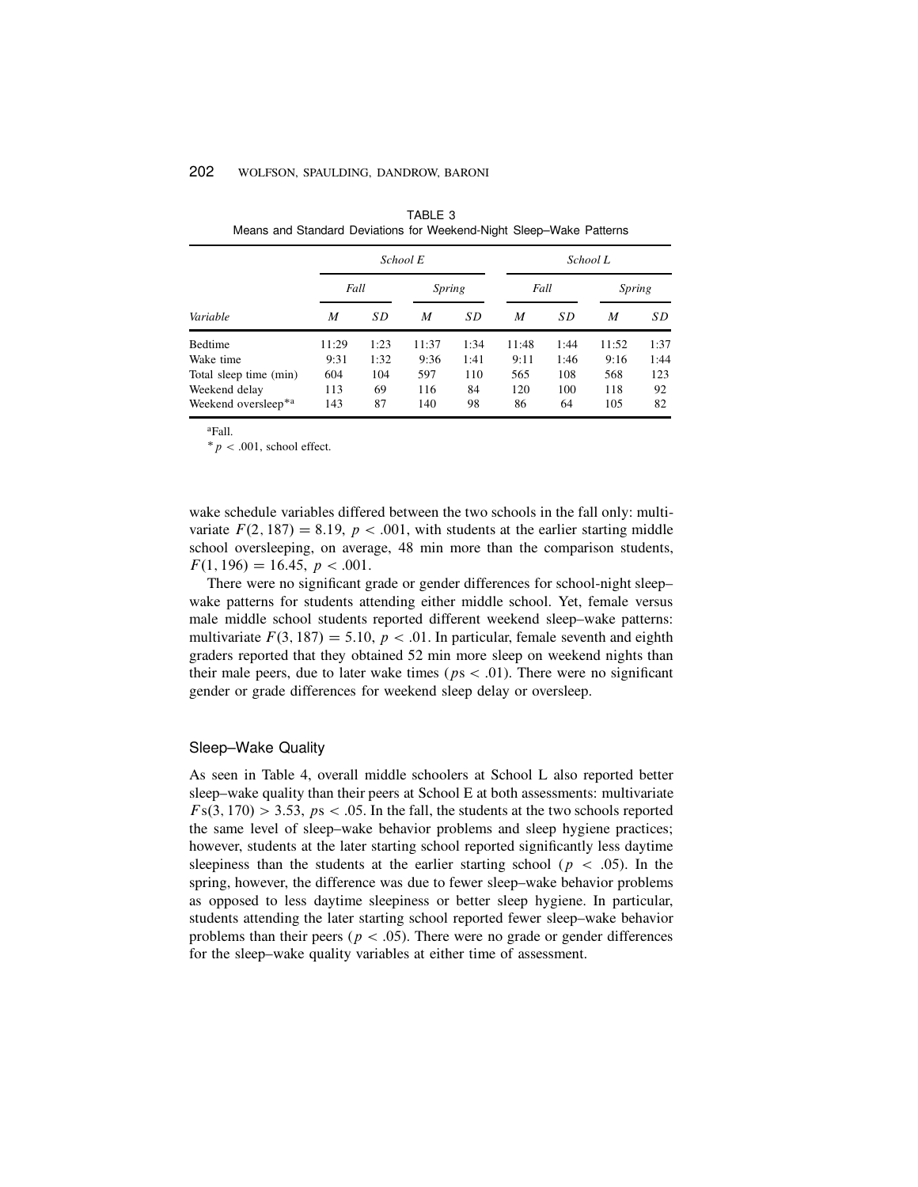TABLE 3
Means and Standard Deviations for Weekend-Night Sleep–Wake Patterns

| | *School E* | | | | *School L* | | | |
|---|---|---|---|---|---|---|---|---|
| | *Fall* | | *Spring* | | *Fall* | | *Spring* | |
| *Variable* | *M* | *SD* | *M* | *SD* | *M* | *SD* | *M* | *SD* |
| Bedtime | 11:29 | 1:23 | 11:37 | 1:34 | 11:48 | 1:44 | 11:52 | 1:37 |
| Wake time | 9:31 | 1:32 | 9:36 | 1:41 | 9:11 | 1:46 | 9:16 | 1:44 |
| Total sleep time (min) | 604 | 104 | 597 | 110 | 565 | 108 | 568 | 123 |
| Weekend delay | 113 | 69 | 116 | 84 | 120 | 100 | 118 | 92 |
| Weekend oversleep*[a] | 143 | 87 | 140 | 98 | 86 | 64 | 105 | 82 |

[a]Fall.

* $p < .001$, school effect.

wake schedule variables differed between the two schools in the fall only: multivariate $F(2, 187) = 8.19$, $p < .001$, with students at the earlier starting middle school oversleeping, on average, 48 min more than the comparison students, $F(1, 196) = 16.45$, $p < .001$.

There were no significant grade or gender differences for school-night sleep–wake patterns for students attending either middle school. Yet, female versus male middle school students reported different weekend sleep–wake patterns: multivariate $F(3, 187) = 5.10$, $p < .01$. In particular, female seventh and eighth graders reported that they obtained 52 min more sleep on weekend nights than their male peers, due to later wake times ($p\text{s} < .01$). There were no significant gender or grade differences for weekend sleep delay or oversleep.

## Sleep–Wake Quality

As seen in Table 4, overall middle schoolers at School L also reported better sleep–wake quality than their peers at School E at both assessments: multivariate $F\text{s}(3, 170) > 3.53$, $p\text{s} < .05$. In the fall, the students at the two schools reported the same level of sleep–wake behavior problems and sleep hygiene practices; however, students at the later starting school reported significantly less daytime sleepiness than the students at the earlier starting school ($p < .05$). In the spring, however, the difference was due to fewer sleep–wake behavior problems as opposed to less daytime sleepiness or better sleep hygiene. In particular, students attending the later starting school reported fewer sleep–wake behavior problems than their peers ($p < .05$). There were no grade or gender differences for the sleep–wake quality variables at either time of assessment.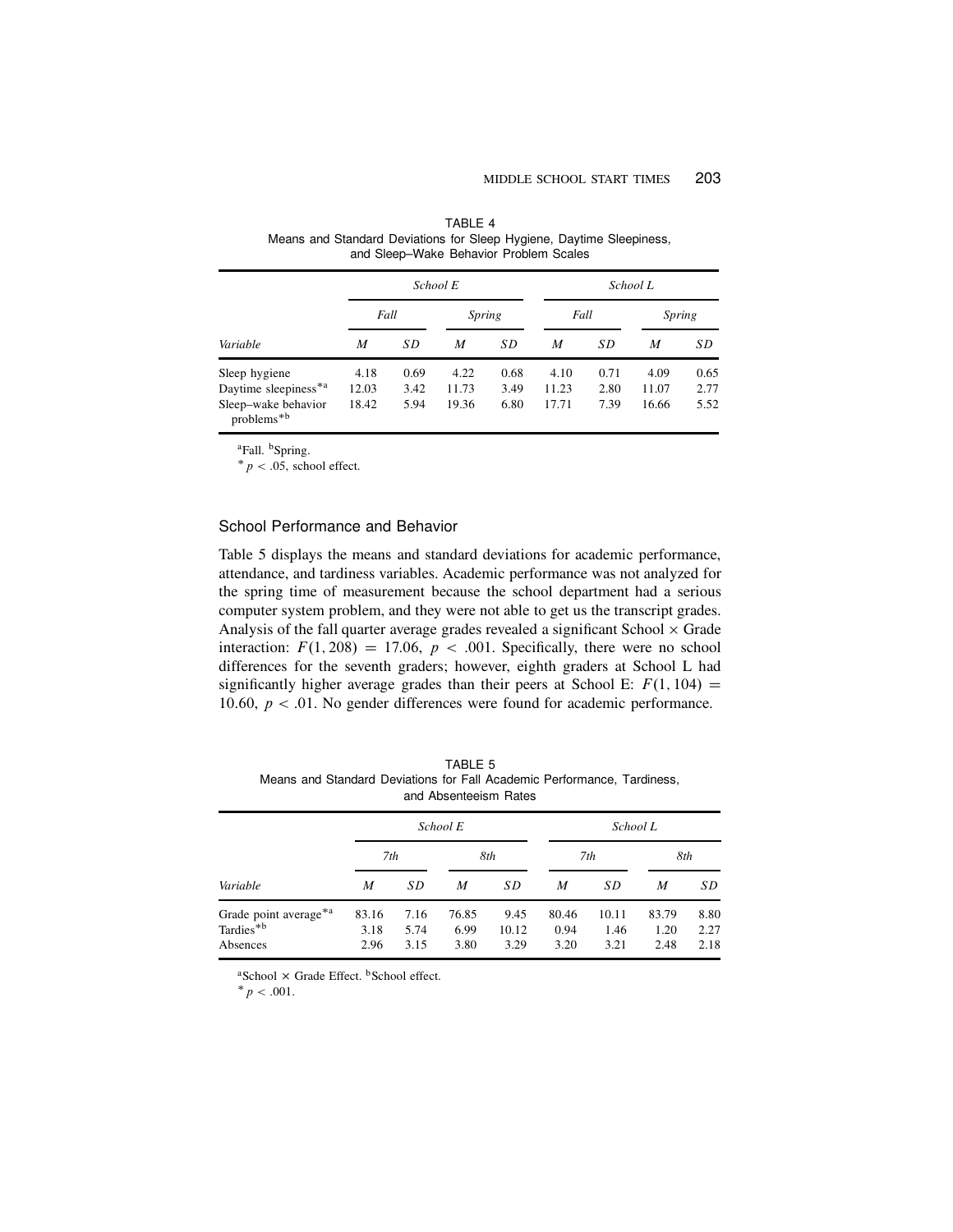TABLE 4
Means and Standard Deviations for Sleep Hygiene, Daytime Sleepiness, and Sleep–Wake Behavior Problem Scales

| | *School E* | | | | *School L* | | | |
|---|---|---|---|---|---|---|---|---|
| | *Fall* | | *Spring* | | *Fall* | | *Spring* | |
| *Variable* | *M* | *SD* | *M* | *SD* | *M* | *SD* | *M* | *SD* |
| Sleep hygiene | 4.18 | 0.69 | 4.22 | 0.68 | 4.10 | 0.71 | 4.09 | 0.65 |
| Daytime sleepiness*[a] | 12.03 | 3.42 | 11.73 | 3.49 | 11.23 | 2.80 | 11.07 | 2.77 |
| Sleep–wake behavior problems*[b] | 18.42 | 5.94 | 19.36 | 6.80 | 17.71 | 7.39 | 16.66 | 5.52 |

[a]Fall. [b]Spring.
* $p < .05$, school effect.

## School Performance and Behavior

Table 5 displays the means and standard deviations for academic performance, attendance, and tardiness variables. Academic performance was not analyzed for the spring time of measurement because the school department had a serious computer system problem, and they were not able to get us the transcript grades. Analysis of the fall quarter average grades revealed a significant School × Grade interaction: $F(1, 208) = 17.06$, $p < .001$. Specifically, there were no school differences for the seventh graders; however, eighth graders at School L had significantly higher average grades than their peers at School E: $F(1, 104) = 10.60$, $p < .01$. No gender differences were found for academic performance.

TABLE 5
Means and Standard Deviations for Fall Academic Performance, Tardiness, and Absenteeism Rates

| | *School E* | | | | *School L* | | | |
|---|---|---|---|---|---|---|---|---|
| | *7th* | | *8th* | | *7th* | | *8th* | |
| *Variable* | *M* | *SD* | *M* | *SD* | *M* | *SD* | *M* | *SD* |
| Grade point average*[a] | 83.16 | 7.16 | 76.85 | 9.45 | 80.46 | 10.11 | 83.79 | 8.80 |
| Tardies*[b] | 3.18 | 5.74 | 6.99 | 10.12 | 0.94 | 1.46 | 1.20 | 2.27 |
| Absences | 2.96 | 3.15 | 3.80 | 3.29 | 3.20 | 3.21 | 2.48 | 2.18 |

[a]School × Grade Effect. [b]School effect.
* $p < .001$.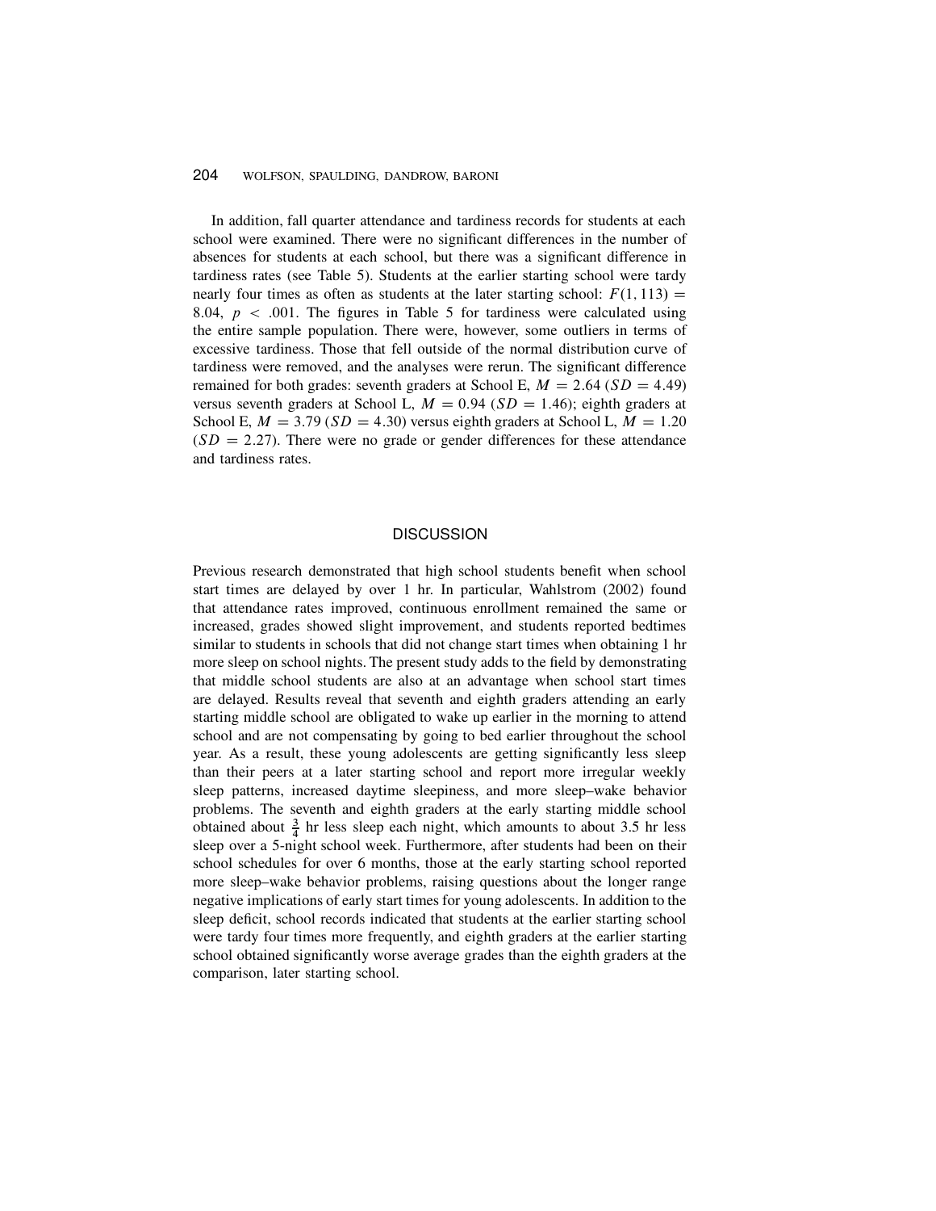In addition, fall quarter attendance and tardiness records for students at each school were examined. There were no significant differences in the number of absences for students at each school, but there was a significant difference in tardiness rates (see Table 5). Students at the earlier starting school were tardy nearly four times as often as students at the later starting school: $F(1, 113) = 8.04$, $p < .001$. The figures in Table 5 for tardiness were calculated using the entire sample population. There were, however, some outliers in terms of excessive tardiness. Those that fell outside of the normal distribution curve of tardiness were removed, and the analyses were rerun. The significant difference remained for both grades: seventh graders at School E, $M = 2.64$ ($SD = 4.49$) versus seventh graders at School L, $M = 0.94$ ($SD = 1.46$); eighth graders at School E, $M = 3.79$ ($SD = 4.30$) versus eighth graders at School L, $M = 1.20$ ($SD = 2.27$). There were no grade or gender differences for these attendance and tardiness rates.

## DISCUSSION

Previous research demonstrated that high school students benefit when school start times are delayed by over 1 hr. In particular, Wahlstrom (2002) found that attendance rates improved, continuous enrollment remained the same or increased, grades showed slight improvement, and students reported bedtimes similar to students in schools that did not change start times when obtaining 1 hr more sleep on school nights. The present study adds to the field by demonstrating that middle school students are also at an advantage when school start times are delayed. Results reveal that seventh and eighth graders attending an early starting middle school are obligated to wake up earlier in the morning to attend school and are not compensating by going to bed earlier throughout the school year. As a result, these young adolescents are getting significantly less sleep than their peers at a later starting school and report more irregular weekly sleep patterns, increased daytime sleepiness, and more sleep–wake behavior problems. The seventh and eighth graders at the early starting middle school obtained about $\frac{3}{4}$ hr less sleep each night, which amounts to about 3.5 hr less sleep over a 5-night school week. Furthermore, after students had been on their school schedules for over 6 months, those at the early starting school reported more sleep–wake behavior problems, raising questions about the longer range negative implications of early start times for young adolescents. In addition to the sleep deficit, school records indicated that students at the earlier starting school were tardy four times more frequently, and eighth graders at the earlier starting school obtained significantly worse average grades than the eighth graders at the comparison, later starting school.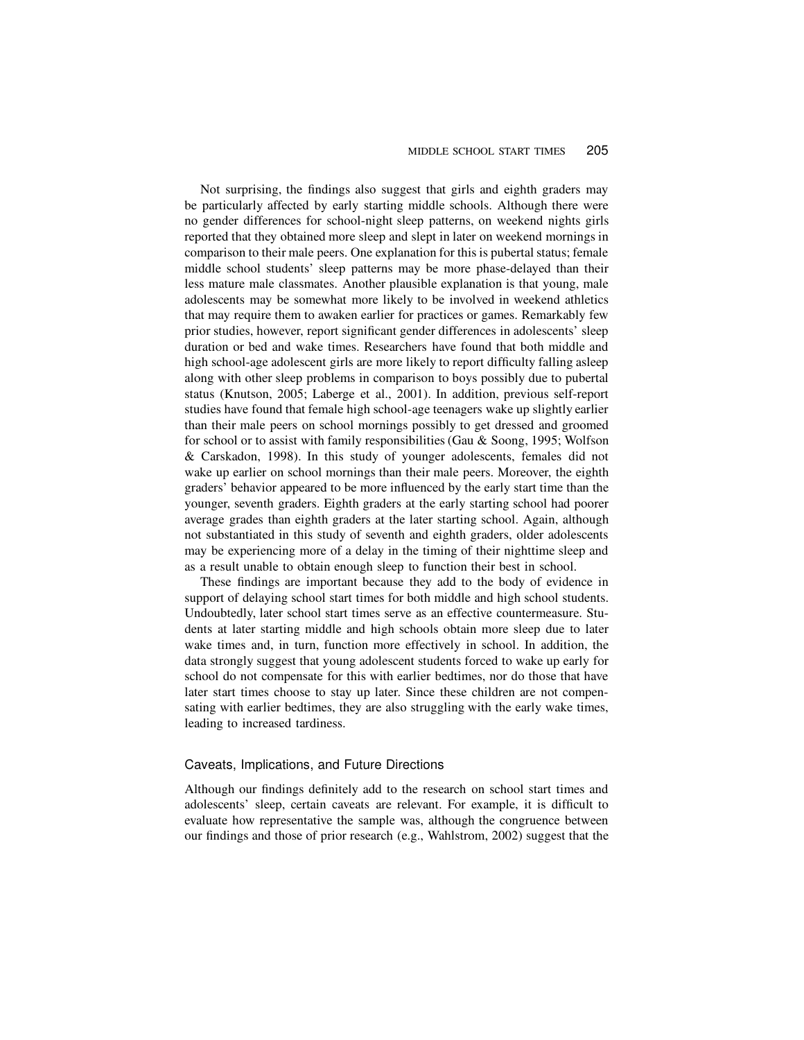Not surprising, the findings also suggest that girls and eighth graders may be particularly affected by early starting middle schools. Although there were no gender differences for school-night sleep patterns, on weekend nights girls reported that they obtained more sleep and slept in later on weekend mornings in comparison to their male peers. One explanation for this is pubertal status; female middle school students' sleep patterns may be more phase-delayed than their less mature male classmates. Another plausible explanation is that young, male adolescents may be somewhat more likely to be involved in weekend athletics that may require them to awaken earlier for practices or games. Remarkably few prior studies, however, report significant gender differences in adolescents' sleep duration or bed and wake times. Researchers have found that both middle and high school-age adolescent girls are more likely to report difficulty falling asleep along with other sleep problems in comparison to boys possibly due to pubertal status (Knutson, 2005; Laberge et al., 2001). In addition, previous self-report studies have found that female high school-age teenagers wake up slightly earlier than their male peers on school mornings possibly to get dressed and groomed for school or to assist with family responsibilities (Gau & Soong, 1995; Wolfson & Carskadon, 1998). In this study of younger adolescents, females did not wake up earlier on school mornings than their male peers. Moreover, the eighth graders' behavior appeared to be more influenced by the early start time than the younger, seventh graders. Eighth graders at the early starting school had poorer average grades than eighth graders at the later starting school. Again, although not substantiated in this study of seventh and eighth graders, older adolescents may be experiencing more of a delay in the timing of their nighttime sleep and as a result unable to obtain enough sleep to function their best in school.

These findings are important because they add to the body of evidence in support of delaying school start times for both middle and high school students. Undoubtedly, later school start times serve as an effective countermeasure. Students at later starting middle and high schools obtain more sleep due to later wake times and, in turn, function more effectively in school. In addition, the data strongly suggest that young adolescent students forced to wake up early for school do not compensate for this with earlier bedtimes, nor do those that have later start times choose to stay up later. Since these children are not compensating with earlier bedtimes, they are also struggling with the early wake times, leading to increased tardiness.

### Caveats, Implications, and Future Directions

Although our findings definitely add to the research on school start times and adolescents' sleep, certain caveats are relevant. For example, it is difficult to evaluate how representative the sample was, although the congruence between our findings and those of prior research (e.g., Wahlstrom, 2002) suggest that the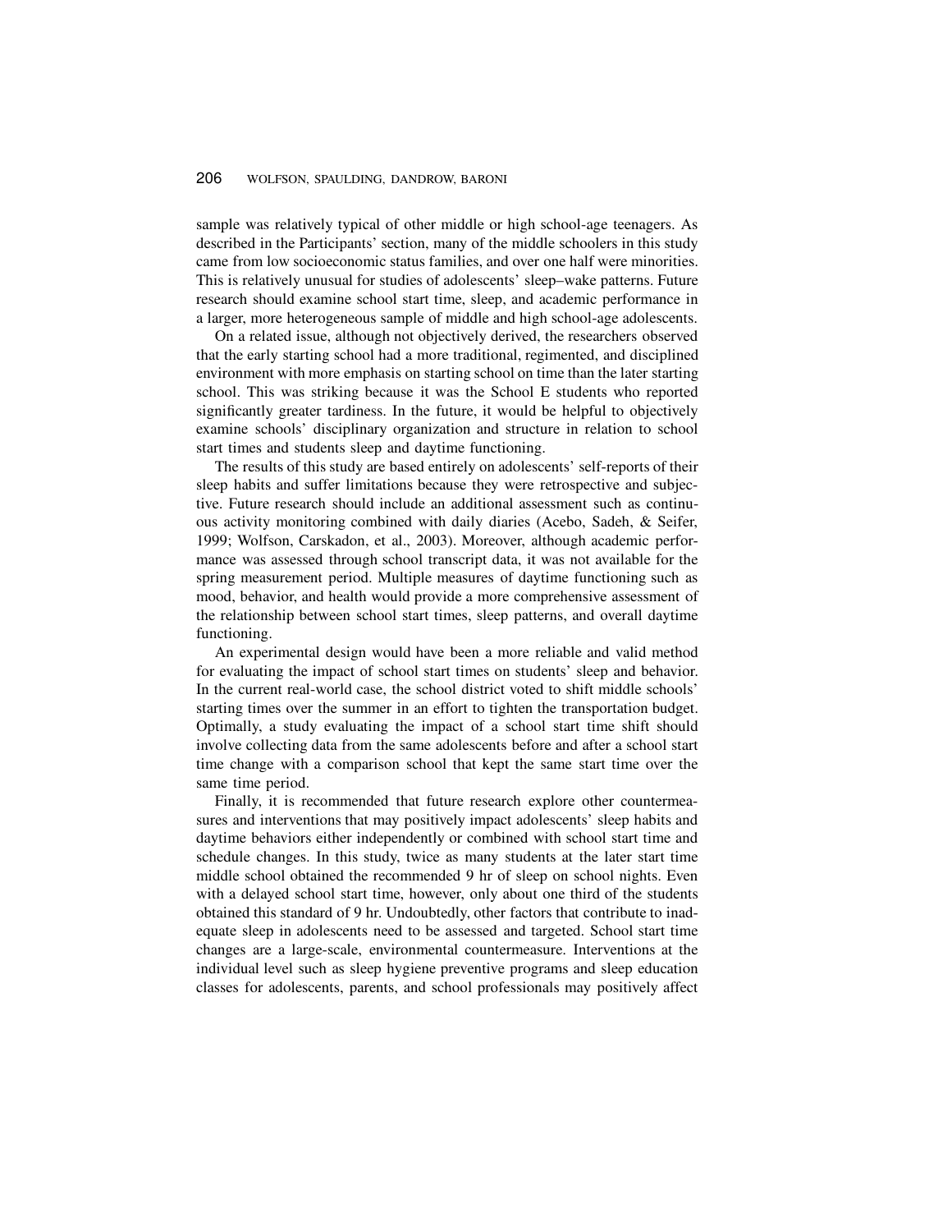sample was relatively typical of other middle or high school-age teenagers. As described in the Participants' section, many of the middle schoolers in this study came from low socioeconomic status families, and over one half were minorities. This is relatively unusual for studies of adolescents' sleep–wake patterns. Future research should examine school start time, sleep, and academic performance in a larger, more heterogeneous sample of middle and high school-age adolescents.

On a related issue, although not objectively derived, the researchers observed that the early starting school had a more traditional, regimented, and disciplined environment with more emphasis on starting school on time than the later starting school. This was striking because it was the School E students who reported significantly greater tardiness. In the future, it would be helpful to objectively examine schools' disciplinary organization and structure in relation to school start times and students sleep and daytime functioning.

The results of this study are based entirely on adolescents' self-reports of their sleep habits and suffer limitations because they were retrospective and subjective. Future research should include an additional assessment such as continuous activity monitoring combined with daily diaries (Acebo, Sadeh, & Seifer, 1999; Wolfson, Carskadon, et al., 2003). Moreover, although academic performance was assessed through school transcript data, it was not available for the spring measurement period. Multiple measures of daytime functioning such as mood, behavior, and health would provide a more comprehensive assessment of the relationship between school start times, sleep patterns, and overall daytime functioning.

An experimental design would have been a more reliable and valid method for evaluating the impact of school start times on students' sleep and behavior. In the current real-world case, the school district voted to shift middle schools' starting times over the summer in an effort to tighten the transportation budget. Optimally, a study evaluating the impact of a school start time shift should involve collecting data from the same adolescents before and after a school start time change with a comparison school that kept the same start time over the same time period.

Finally, it is recommended that future research explore other countermeasures and interventions that may positively impact adolescents' sleep habits and daytime behaviors either independently or combined with school start time and schedule changes. In this study, twice as many students at the later start time middle school obtained the recommended 9 hr of sleep on school nights. Even with a delayed school start time, however, only about one third of the students obtained this standard of 9 hr. Undoubtedly, other factors that contribute to inadequate sleep in adolescents need to be assessed and targeted. School start time changes are a large-scale, environmental countermeasure. Interventions at the individual level such as sleep hygiene preventive programs and sleep education classes for adolescents, parents, and school professionals may positively affect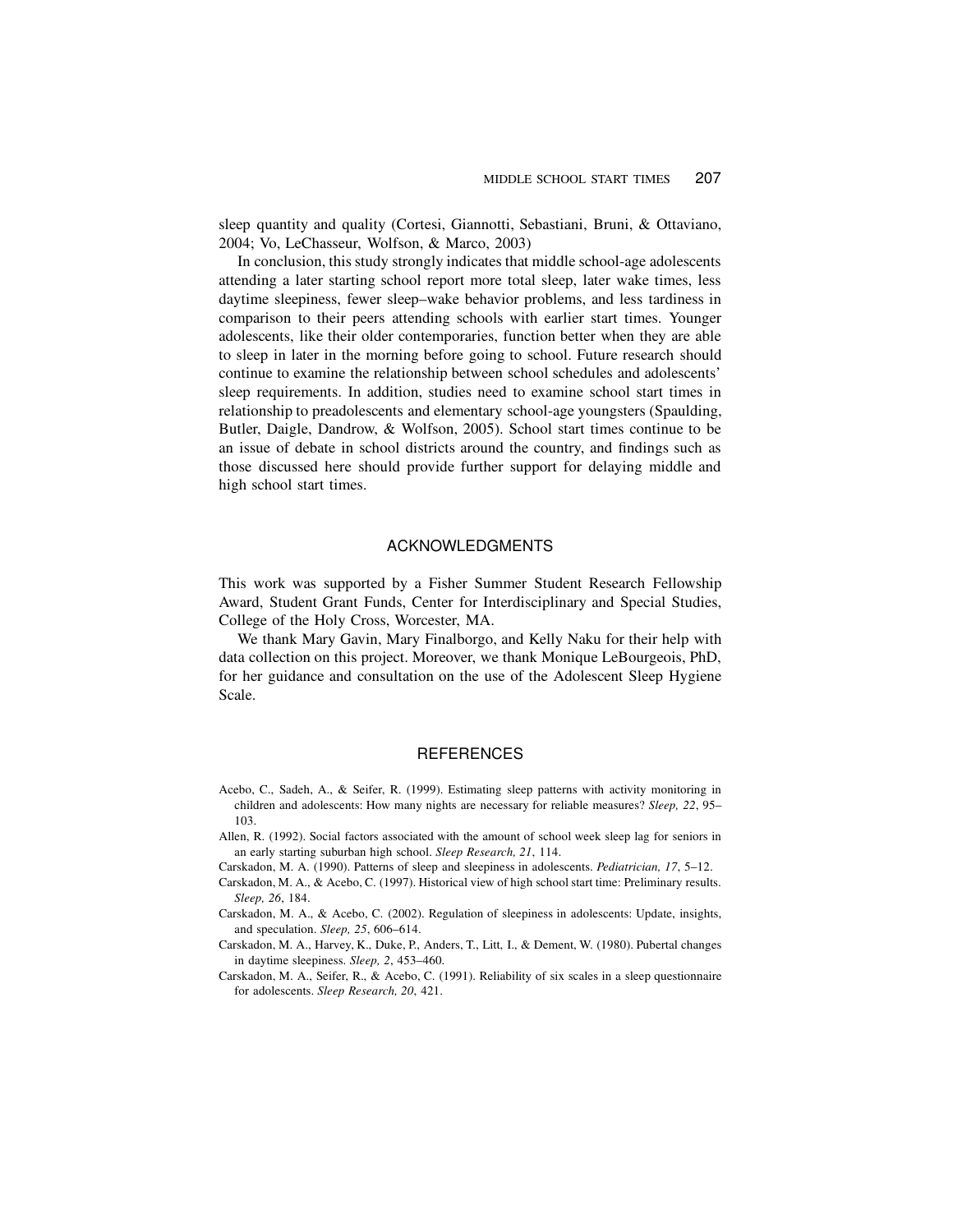sleep quantity and quality (Cortesi, Giannotti, Sebastiani, Bruni, & Ottaviano, 2004; Vo, LeChasseur, Wolfson, & Marco, 2003)

In conclusion, this study strongly indicates that middle school-age adolescents attending a later starting school report more total sleep, later wake times, less daytime sleepiness, fewer sleep–wake behavior problems, and less tardiness in comparison to their peers attending schools with earlier start times. Younger adolescents, like their older contemporaries, function better when they are able to sleep in later in the morning before going to school. Future research should continue to examine the relationship between school schedules and adolescents' sleep requirements. In addition, studies need to examine school start times in relationship to preadolescents and elementary school-age youngsters (Spaulding, Butler, Daigle, Dandrow, & Wolfson, 2005). School start times continue to be an issue of debate in school districts around the country, and findings such as those discussed here should provide further support for delaying middle and high school start times.

## ACKNOWLEDGMENTS

This work was supported by a Fisher Summer Student Research Fellowship Award, Student Grant Funds, Center for Interdisciplinary and Special Studies, College of the Holy Cross, Worcester, MA.

We thank Mary Gavin, Mary Finalborgo, and Kelly Naku for their help with data collection on this project. Moreover, we thank Monique LeBourgeois, PhD, for her guidance and consultation on the use of the Adolescent Sleep Hygiene Scale.

## REFERENCES

Acebo, C., Sadeh, A., & Seifer, R. (1999). Estimating sleep patterns with activity monitoring in children and adolescents: How many nights are necessary for reliable measures? *Sleep, 22*, 95–103.

Allen, R. (1992). Social factors associated with the amount of school week sleep lag for seniors in an early starting suburban high school. *Sleep Research, 21*, 114.

Carskadon, M. A. (1990). Patterns of sleep and sleepiness in adolescents. *Pediatrician, 17*, 5–12.

Carskadon, M. A., & Acebo, C. (1997). Historical view of high school start time: Preliminary results. *Sleep, 26*, 184.

Carskadon, M. A., & Acebo, C. (2002). Regulation of sleepiness in adolescents: Update, insights, and speculation. *Sleep, 25*, 606–614.

Carskadon, M. A., Harvey, K., Duke, P., Anders, T., Litt, I., & Dement, W. (1980). Pubertal changes in daytime sleepiness. *Sleep, 2*, 453–460.

Carskadon, M. A., Seifer, R., & Acebo, C. (1991). Reliability of six scales in a sleep questionnaire for adolescents. *Sleep Research, 20*, 421.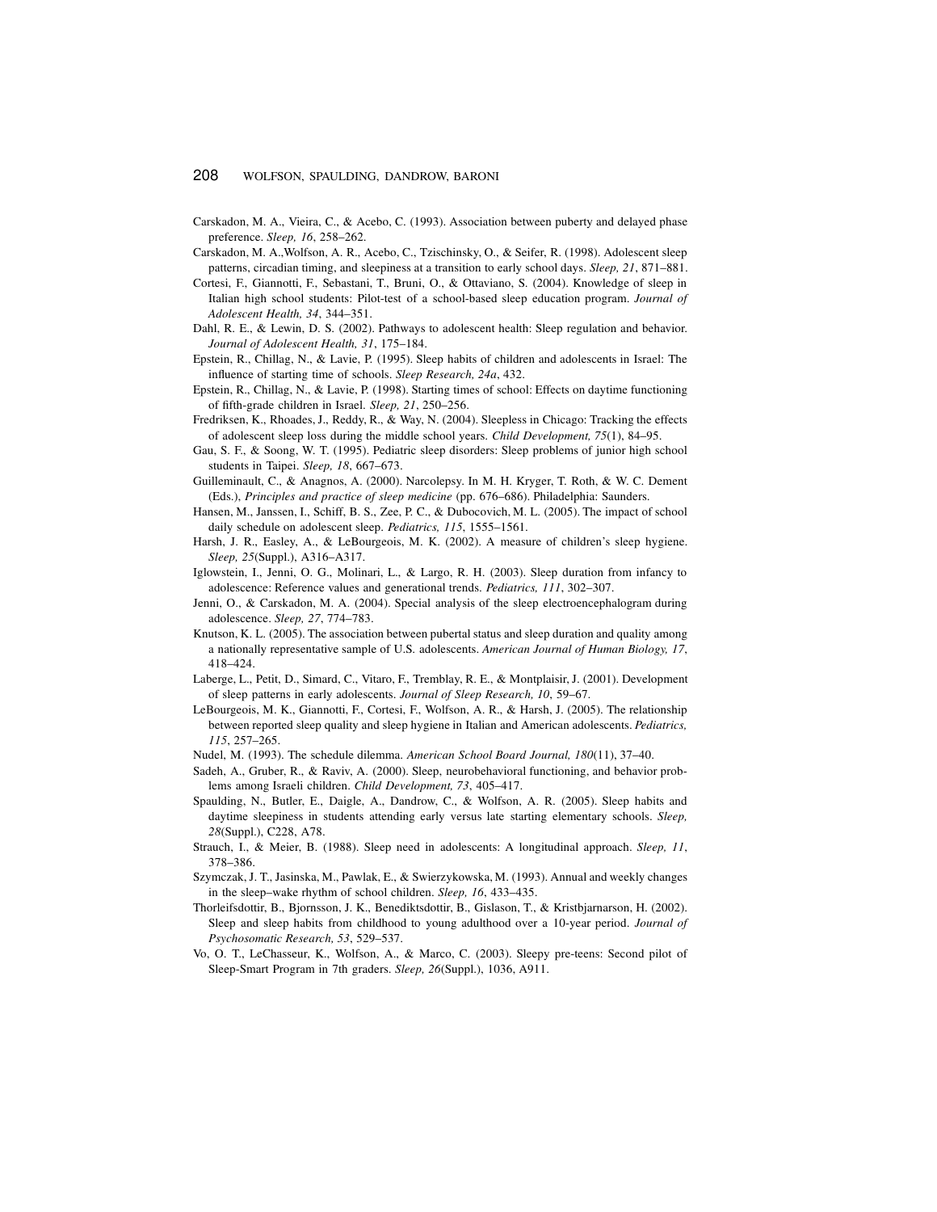Carskadon, M. A., Vieira, C., & Acebo, C. (1993). Association between puberty and delayed phase preference. *Sleep, 16*, 258–262.

Carskadon, M. A.,Wolfson, A. R., Acebo, C., Tzischinsky, O., & Seifer, R. (1998). Adolescent sleep patterns, circadian timing, and sleepiness at a transition to early school days. *Sleep, 21*, 871–881.

Cortesi, F., Giannotti, F., Sebastani, T., Bruni, O., & Ottaviano, S. (2004). Knowledge of sleep in Italian high school students: Pilot-test of a school-based sleep education program. *Journal of Adolescent Health, 34*, 344–351.

Dahl, R. E., & Lewin, D. S. (2002). Pathways to adolescent health: Sleep regulation and behavior. *Journal of Adolescent Health, 31*, 175–184.

Epstein, R., Chillag, N., & Lavie, P. (1995). Sleep habits of children and adolescents in Israel: The influence of starting time of schools. *Sleep Research, 24a*, 432.

Epstein, R., Chillag, N., & Lavie, P. (1998). Starting times of school: Effects on daytime functioning of fifth-grade children in Israel. *Sleep, 21*, 250–256.

Fredriksen, K., Rhoades, J., Reddy, R., & Way, N. (2004). Sleepless in Chicago: Tracking the effects of adolescent sleep loss during the middle school years. *Child Development, 75*(1), 84–95.

Gau, S. F., & Soong, W. T. (1995). Pediatric sleep disorders: Sleep problems of junior high school students in Taipei. *Sleep, 18*, 667–673.

Guilleminault, C., & Anagnos, A. (2000). Narcolepsy. In M. H. Kryger, T. Roth, & W. C. Dement (Eds.), *Principles and practice of sleep medicine* (pp. 676–686). Philadelphia: Saunders.

Hansen, M., Janssen, I., Schiff, B. S., Zee, P. C., & Dubocovich, M. L. (2005). The impact of school daily schedule on adolescent sleep. *Pediatrics, 115*, 1555–1561.

Harsh, J. R., Easley, A., & LeBourgeois, M. K. (2002). A measure of children's sleep hygiene. *Sleep, 25*(Suppl.), A316–A317.

Iglowstein, I., Jenni, O. G., Molinari, L., & Largo, R. H. (2003). Sleep duration from infancy to adolescence: Reference values and generational trends. *Pediatrics, 111*, 302–307.

Jenni, O., & Carskadon, M. A. (2004). Special analysis of the sleep electroencephalogram during adolescence. *Sleep, 27*, 774–783.

Knutson, K. L. (2005). The association between pubertal status and sleep duration and quality among a nationally representative sample of U.S. adolescents. *American Journal of Human Biology, 17*, 418–424.

Laberge, L., Petit, D., Simard, C., Vitaro, F., Tremblay, R. E., & Montplaisir, J. (2001). Development of sleep patterns in early adolescents. *Journal of Sleep Research, 10*, 59–67.

LeBourgeois, M. K., Giannotti, F., Cortesi, F., Wolfson, A. R., & Harsh, J. (2005). The relationship between reported sleep quality and sleep hygiene in Italian and American adolescents. *Pediatrics, 115*, 257–265.

Nudel, M. (1993). The schedule dilemma. *American School Board Journal, 180*(11), 37–40.

Sadeh, A., Gruber, R., & Raviv, A. (2000). Sleep, neurobehavioral functioning, and behavior problems among Israeli children. *Child Development, 73*, 405–417.

Spaulding, N., Butler, E., Daigle, A., Dandrow, C., & Wolfson, A. R. (2005). Sleep habits and daytime sleepiness in students attending early versus late starting elementary schools. *Sleep, 28*(Suppl.), C228, A78.

Strauch, I., & Meier, B. (1988). Sleep need in adolescents: A longitudinal approach. *Sleep, 11*, 378–386.

Szymczak, J. T., Jasinska, M., Pawlak, E., & Swierzykowska, M. (1993). Annual and weekly changes in the sleep–wake rhythm of school children. *Sleep, 16*, 433–435.

Thorleifsdottir, B., Bjornsson, J. K., Benediktsdottir, B., Gislason, T., & Kristbjarnarson, H. (2002). Sleep and sleep habits from childhood to young adulthood over a 10-year period. *Journal of Psychosomatic Research, 53*, 529–537.

Vo, O. T., LeChasseur, K., Wolfson, A., & Marco, C. (2003). Sleepy pre-teens: Second pilot of Sleep-Smart Program in 7th graders. *Sleep, 26*(Suppl.), 1036, A911.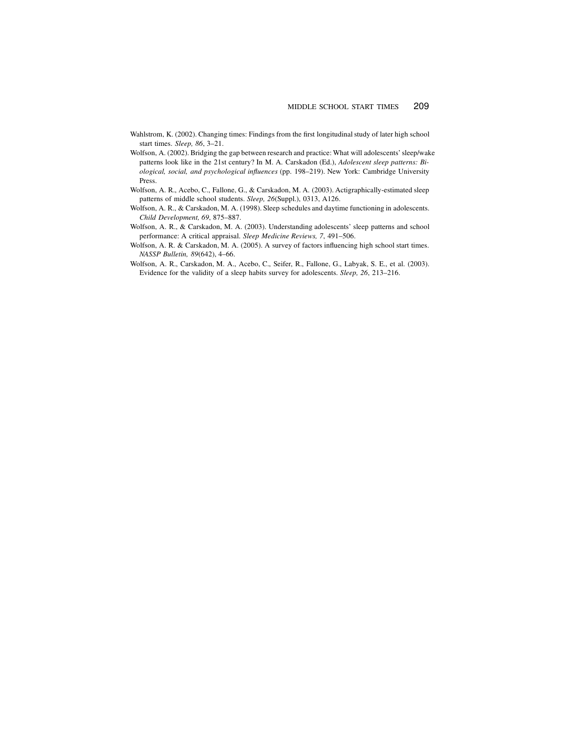Wahlstrom, K. (2002). Changing times: Findings from the first longitudinal study of later high school start times. *Sleep, 86*, 3–21.

Wolfson, A. (2002). Bridging the gap between research and practice: What will adolescents' sleep/wake patterns look like in the 21st century? In M. A. Carskadon (Ed.), *Adolescent sleep patterns: Biological, social, and psychological influences* (pp. 198–219). New York: Cambridge University Press.

Wolfson, A. R., Acebo, C., Fallone, G., & Carskadon, M. A. (2003). Actigraphically-estimated sleep patterns of middle school students. *Sleep, 26*(Suppl.), 0313, A126.

Wolfson, A. R., & Carskadon, M. A. (1998). Sleep schedules and daytime functioning in adolescents. *Child Development, 69*, 875–887.

Wolfson, A. R., & Carskadon, M. A. (2003). Understanding adolescents' sleep patterns and school performance: A critical appraisal. *Sleep Medicine Reviews, 7*, 491–506.

Wolfson, A. R. & Carskadon, M. A. (2005). A survey of factors influencing high school start times. *NASSP Bulletin, 89*(642), 4–66.

Wolfson, A. R., Carskadon, M. A., Acebo, C., Seifer, R., Fallone, G., Labyak, S. E., et al. (2003). Evidence for the validity of a sleep habits survey for adolescents. *Sleep, 26*, 213–216.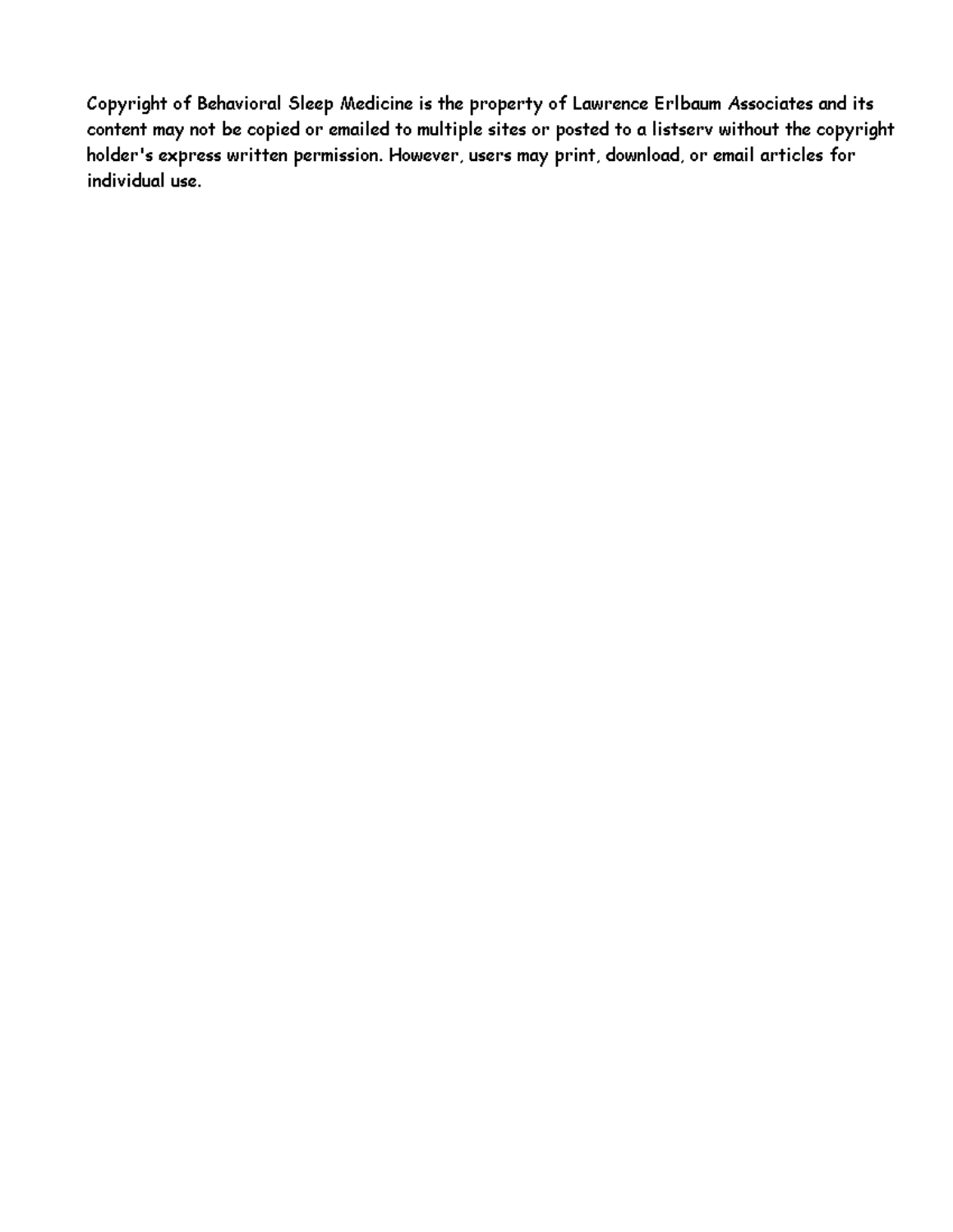Copyright of Behavioral Sleep Medicine is the property of Lawrence Erlbaum Associates and its content may not be copied or emailed to multiple sites or posted to a listserv without the copyright holder's express written permission. However, users may print, download, or email articles for individual use.